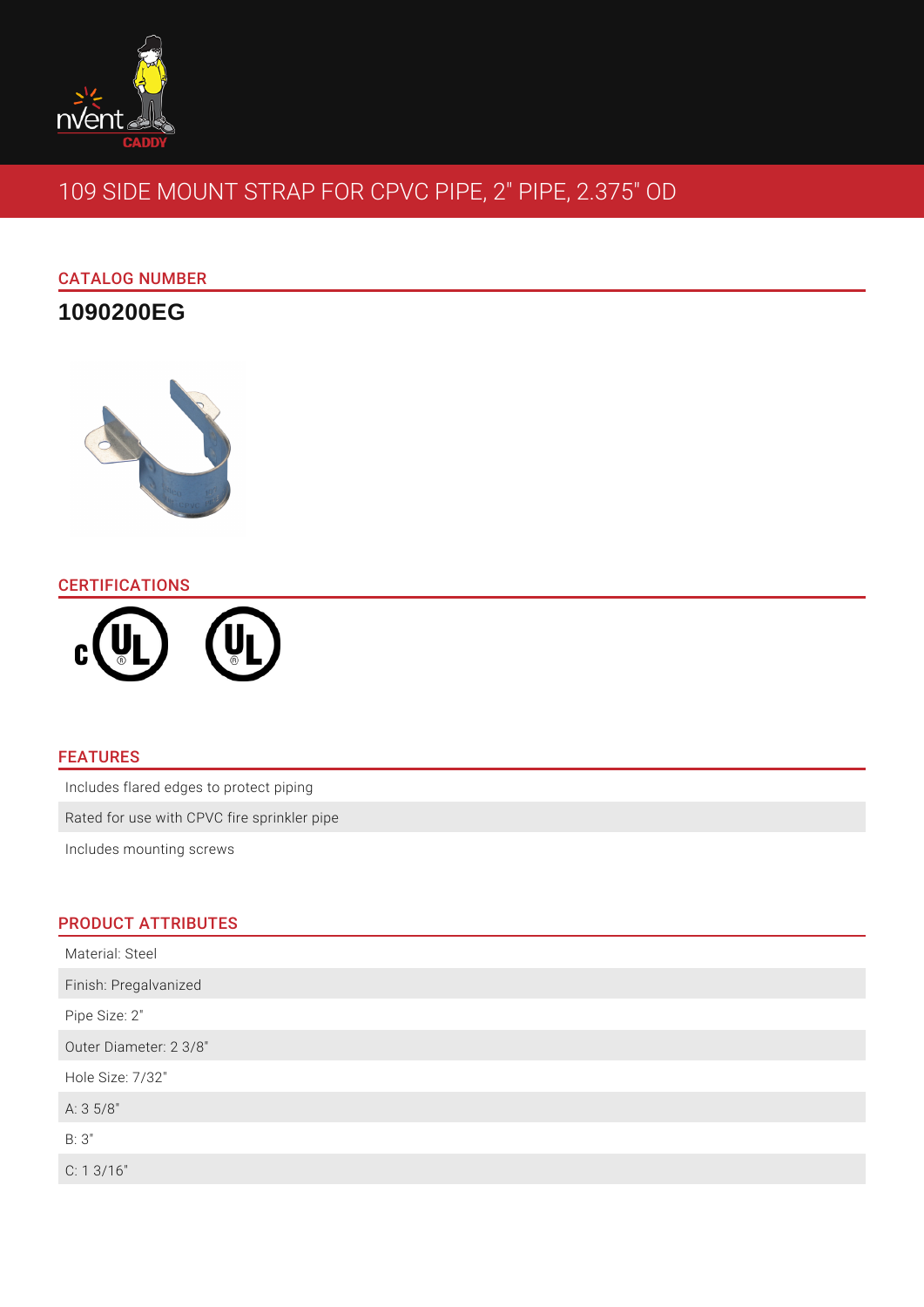# 109 SIDE MOUNT STRAP FOR CPVC PIPE, 2" PIPE, 2.375" OD

## CATALOG NUMBER

**1090200EG**

## CERTIFICATIONS

## FEATURES

- Includes flared edges to protect piping
- Rated for use with CPVC fire sprinkler pipe
- Includes mounting screws

## PRODUCT ATTRIBUTES

| |
|---|
| Material: Steel |
| Finish: Pregalvanized |
| Pipe Size: 2" |
| Outer Diameter: 2 3/8" |
| Hole Size: 7/32" |
| A: 3 5/8" |
| B: 3" |
| C: 1 3/16" |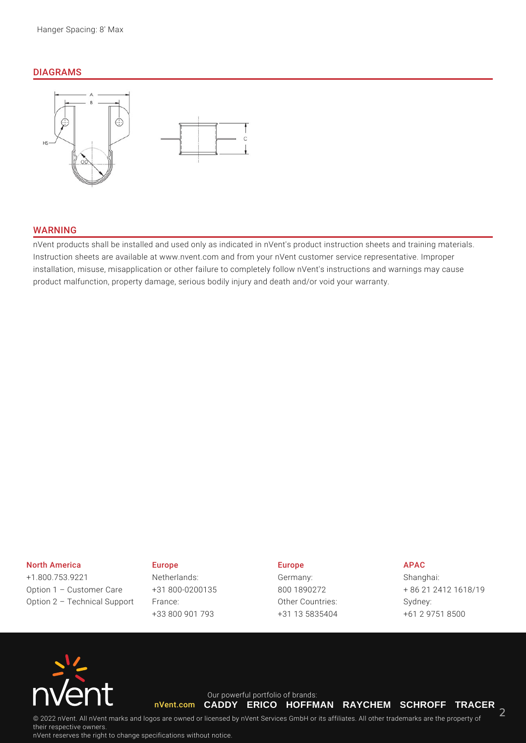Hanger Spacing: 8' Max

## DIAGRAMS

A
B
HS
OD
C

## WARNING

nVent products shall be installed and used only as indicated in nVent's product instruction sheets and training materials. Instruction sheets are available at www.nvent.com and from your nVent customer service representative. Improper installation, misuse, misapplication or other failure to completely follow nVent's instructions and warnings may cause product malfunction, property damage, serious bodily injury and death and/or void your warranty.

**North America**
+1.800.753.9221
Option 1 – Customer Care
Option 2 – Technical Support

**Europe**
Netherlands:
+31 800-0200135
France:
+33 800 901 793

**Europe**
Germany:
800 1890272
Other Countries:
+31 13 5835404

**APAC**
Shanghai:
+ 86 21 2412 1618/19
Sydney:
+61 2 9751 8500

nVent

Our powerful portfolio of brands:
nVent.com CADDY ERICO HOFFMAN RAYCHEM SCHROFF TRACER

© 2022 nVent. All nVent marks and logos are owned or licensed by nVent Services GmbH or its affiliates. All other trademarks are the property of their respective owners.
nVent reserves the right to change specifications without notice.